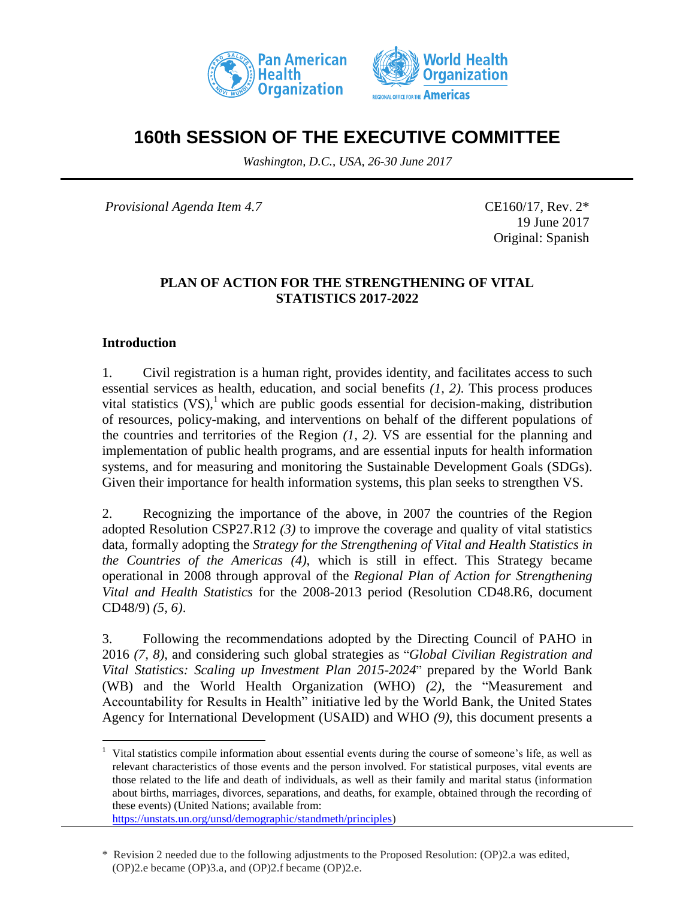# 160th SESSION OF THE EXECUTIVE COMMITTEE

*Washington, D.C., USA, 26-30 June 2017*

*Provisional Agenda Item 4.7*

CE160/17, Rev. 2*
19 June 2017
Original: Spanish

**PLAN OF ACTION FOR THE STRENGTHENING OF VITAL STATISTICS 2017-2022**

## Introduction

1. Civil registration is a human right, provides identity, and facilitates access to such essential services as health, education, and social benefits *(1, 2)*. This process produces vital statistics (VS),[1] which are public goods essential for decision-making, distribution of resources, policy-making, and interventions on behalf of the different populations of the countries and territories of the Region *(1, 2)*. VS are essential for the planning and implementation of public health programs, and are essential inputs for health information systems, and for measuring and monitoring the Sustainable Development Goals (SDGs). Given their importance for health information systems, this plan seeks to strengthen VS.

2. Recognizing the importance of the above, in 2007 the countries of the Region adopted Resolution CSP27.R12 *(3)* to improve the coverage and quality of vital statistics data, formally adopting the *Strategy for the Strengthening of Vital and Health Statistics in the Countries of the Americas (4)*, which is still in effect. This Strategy became operational in 2008 through approval of the *Regional Plan of Action for Strengthening Vital and Health Statistics* for the 2008-2013 period (Resolution CD48.R6, document CD48/9) *(5, 6)*.

3. Following the recommendations adopted by the Directing Council of PAHO in 2016 *(7, 8)*, and considering such global strategies as "*Global Civilian Registration and Vital Statistics: Scaling up Investment Plan 2015-2024*" prepared by the World Bank (WB) and the World Health Organization (WHO) *(2)*, the "Measurement and Accountability for Results in Health" initiative led by the World Bank, the United States Agency for International Development (USAID) and WHO *(9)*, this document presents a

---

[1] Vital statistics compile information about essential events during the course of someone's life, as well as relevant characteristics of those events and the person involved. For statistical purposes, vital events are those related to the life and death of individuals, as well as their family and marital status (information about births, marriages, divorces, separations, and deaths, for example, obtained through the recording of these events) (United Nations; available from: https://unstats.un.org/unsd/demographic/standmeth/principles)

\* Revision 2 needed due to the following adjustments to the Proposed Resolution: (OP)2.a was edited, (OP)2.e became (OP)3.a, and (OP)2.f became (OP)2.e.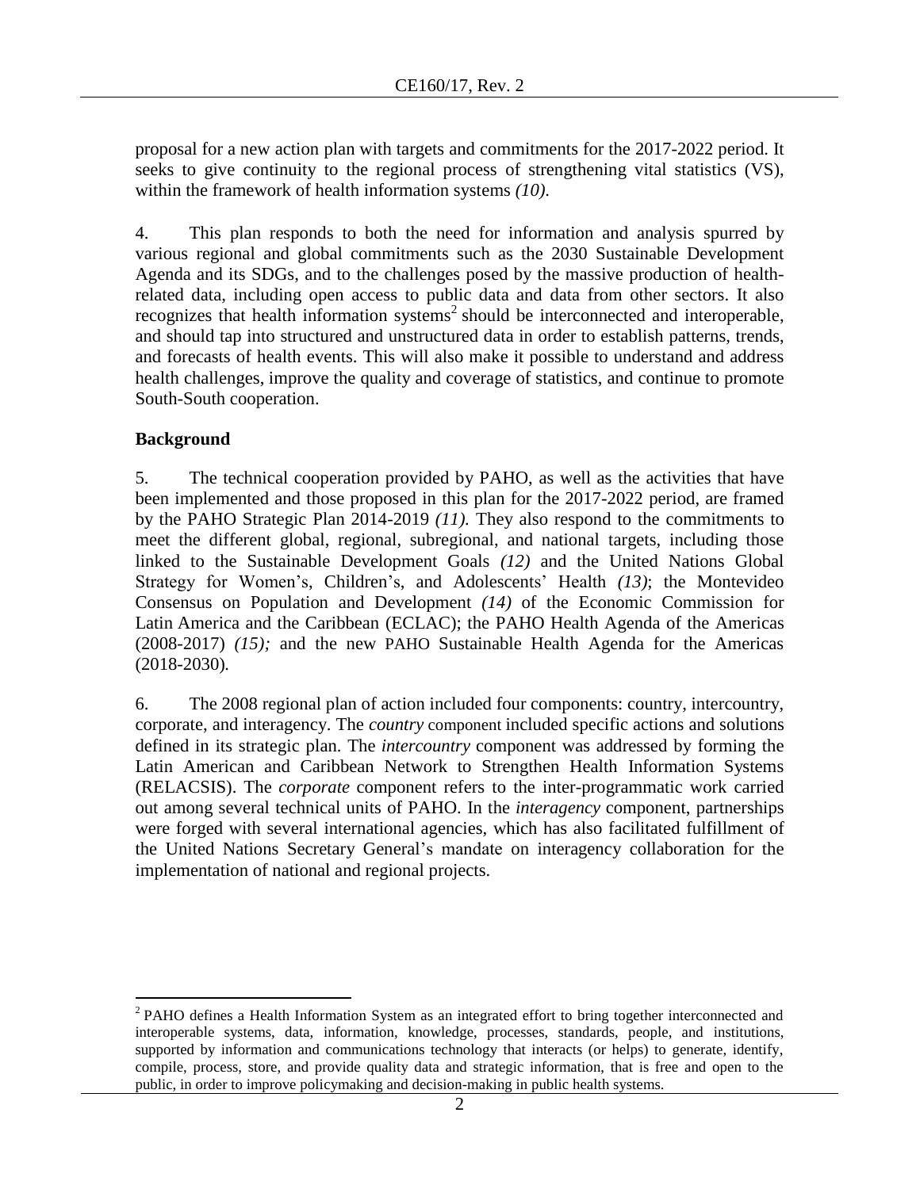proposal for a new action plan with targets and commitments for the 2017-2022 period. It seeks to give continuity to the regional process of strengthening vital statistics (VS), within the framework of health information systems *(10)*.

4. This plan responds to both the need for information and analysis spurred by various regional and global commitments such as the 2030 Sustainable Development Agenda and its SDGs, and to the challenges posed by the massive production of health-related data, including open access to public data and data from other sectors. It also recognizes that health information systems[2] should be interconnected and interoperable, and should tap into structured and unstructured data in order to establish patterns, trends, and forecasts of health events. This will also make it possible to understand and address health challenges, improve the quality and coverage of statistics, and continue to promote South-South cooperation.

## Background

5. The technical cooperation provided by PAHO, as well as the activities that have been implemented and those proposed in this plan for the 2017-2022 period, are framed by the PAHO Strategic Plan 2014-2019 *(11)*. They also respond to the commitments to meet the different global, regional, subregional, and national targets, including those linked to the Sustainable Development Goals *(12)* and the United Nations Global Strategy for Women's, Children's, and Adolescents' Health *(13)*; the Montevideo Consensus on Population and Development *(14)* of the Economic Commission for Latin America and the Caribbean (ECLAC); the PAHO Health Agenda of the Americas (2008-2017) *(15)*; and the new PAHO Sustainable Health Agenda for the Americas (2018-2030).

6. The 2008 regional plan of action included four components: country, intercountry, corporate, and interagency. The *country* component included specific actions and solutions defined in its strategic plan. The *intercountry* component was addressed by forming the Latin American and Caribbean Network to Strengthen Health Information Systems (RELACSIS). The *corporate* component refers to the inter-programmatic work carried out among several technical units of PAHO. In the *interagency* component, partnerships were forged with several international agencies, which has also facilitated fulfillment of the United Nations Secretary General's mandate on interagency collaboration for the implementation of national and regional projects.

[2] PAHO defines a Health Information System as an integrated effort to bring together interconnected and interoperable systems, data, information, knowledge, processes, standards, people, and institutions, supported by information and communications technology that interacts (or helps) to generate, identify, compile, process, store, and provide quality data and strategic information, that is free and open to the public, in order to improve policymaking and decision-making in public health systems.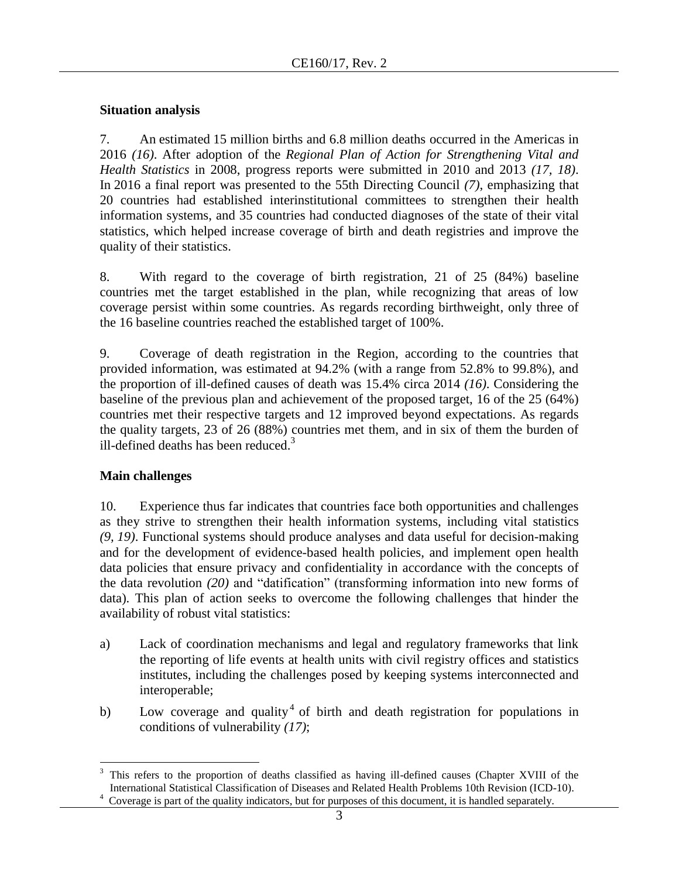**Situation analysis**

7. An estimated 15 million births and 6.8 million deaths occurred in the Americas in 2016 *(16)*. After adoption of the *Regional Plan of Action for Strengthening Vital and Health Statistics* in 2008, progress reports were submitted in 2010 and 2013 *(17, 18)*. In 2016 a final report was presented to the 55th Directing Council *(7)*, emphasizing that 20 countries had established interinstitutional committees to strengthen their health information systems, and 35 countries had conducted diagnoses of the state of their vital statistics, which helped increase coverage of birth and death registries and improve the quality of their statistics.

8. With regard to the coverage of birth registration, 21 of 25 (84%) baseline countries met the target established in the plan, while recognizing that areas of low coverage persist within some countries. As regards recording birthweight, only three of the 16 baseline countries reached the established target of 100%.

9. Coverage of death registration in the Region, according to the countries that provided information, was estimated at 94.2% (with a range from 52.8% to 99.8%), and the proportion of ill-defined causes of death was 15.4% circa 2014 *(16)*. Considering the baseline of the previous plan and achievement of the proposed target, 16 of the 25 (64%) countries met their respective targets and 12 improved beyond expectations. As regards the quality targets, 23 of 26 (88%) countries met them, and in six of them the burden of ill-defined deaths has been reduced.[3]

**Main challenges**

10. Experience thus far indicates that countries face both opportunities and challenges as they strive to strengthen their health information systems, including vital statistics *(9, 19)*. Functional systems should produce analyses and data useful for decision-making and for the development of evidence-based health policies, and implement open health data policies that ensure privacy and confidentiality in accordance with the concepts of the data revolution *(20)* and "datification" (transforming information into new forms of data). This plan of action seeks to overcome the following challenges that hinder the availability of robust vital statistics:

a) Lack of coordination mechanisms and legal and regulatory frameworks that link the reporting of life events at health units with civil registry offices and statistics institutes, including the challenges posed by keeping systems interconnected and interoperable;

b) Low coverage and quality[4] of birth and death registration for populations in conditions of vulnerability *(17)*;

---

[3] This refers to the proportion of deaths classified as having ill-defined causes (Chapter XVIII of the International Statistical Classification of Diseases and Related Health Problems 10th Revision (ICD-10).

[4] Coverage is part of the quality indicators, but for purposes of this document, it is handled separately.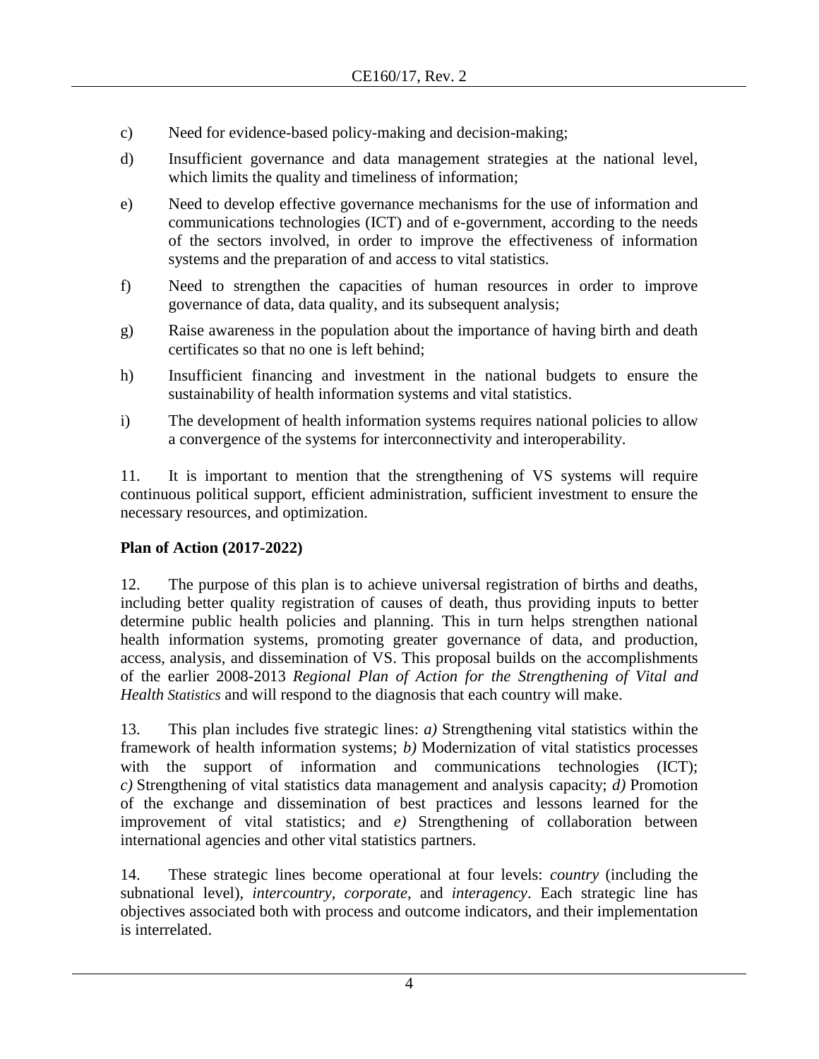c) Need for evidence-based policy-making and decision-making;

d) Insufficient governance and data management strategies at the national level, which limits the quality and timeliness of information;

e) Need to develop effective governance mechanisms for the use of information and communications technologies (ICT) and of e-government, according to the needs of the sectors involved, in order to improve the effectiveness of information systems and the preparation of and access to vital statistics.

f) Need to strengthen the capacities of human resources in order to improve governance of data, data quality, and its subsequent analysis;

g) Raise awareness in the population about the importance of having birth and death certificates so that no one is left behind;

h) Insufficient financing and investment in the national budgets to ensure the sustainability of health information systems and vital statistics.

i) The development of health information systems requires national policies to allow a convergence of the systems for interconnectivity and interoperability.

11. It is important to mention that the strengthening of VS systems will require continuous political support, efficient administration, sufficient investment to ensure the necessary resources, and optimization.

**Plan of Action (2017-2022)**

12. The purpose of this plan is to achieve universal registration of births and deaths, including better quality registration of causes of death, thus providing inputs to better determine public health policies and planning. This in turn helps strengthen national health information systems, promoting greater governance of data, and production, access, analysis, and dissemination of VS. This proposal builds on the accomplishments of the earlier 2008-2013 *Regional Plan of Action for the Strengthening of Vital and Health Statistics* and will respond to the diagnosis that each country will make.

13. This plan includes five strategic lines: *a)* Strengthening vital statistics within the framework of health information systems; *b)* Modernization of vital statistics processes with the support of information and communications technologies (ICT); *c)* Strengthening of vital statistics data management and analysis capacity; *d)* Promotion of the exchange and dissemination of best practices and lessons learned for the improvement of vital statistics; and *e)* Strengthening of collaboration between international agencies and other vital statistics partners.

14. These strategic lines become operational at four levels: *country* (including the subnational level), *intercountry*, *corporate,* and *interagency*. Each strategic line has objectives associated both with process and outcome indicators, and their implementation is interrelated.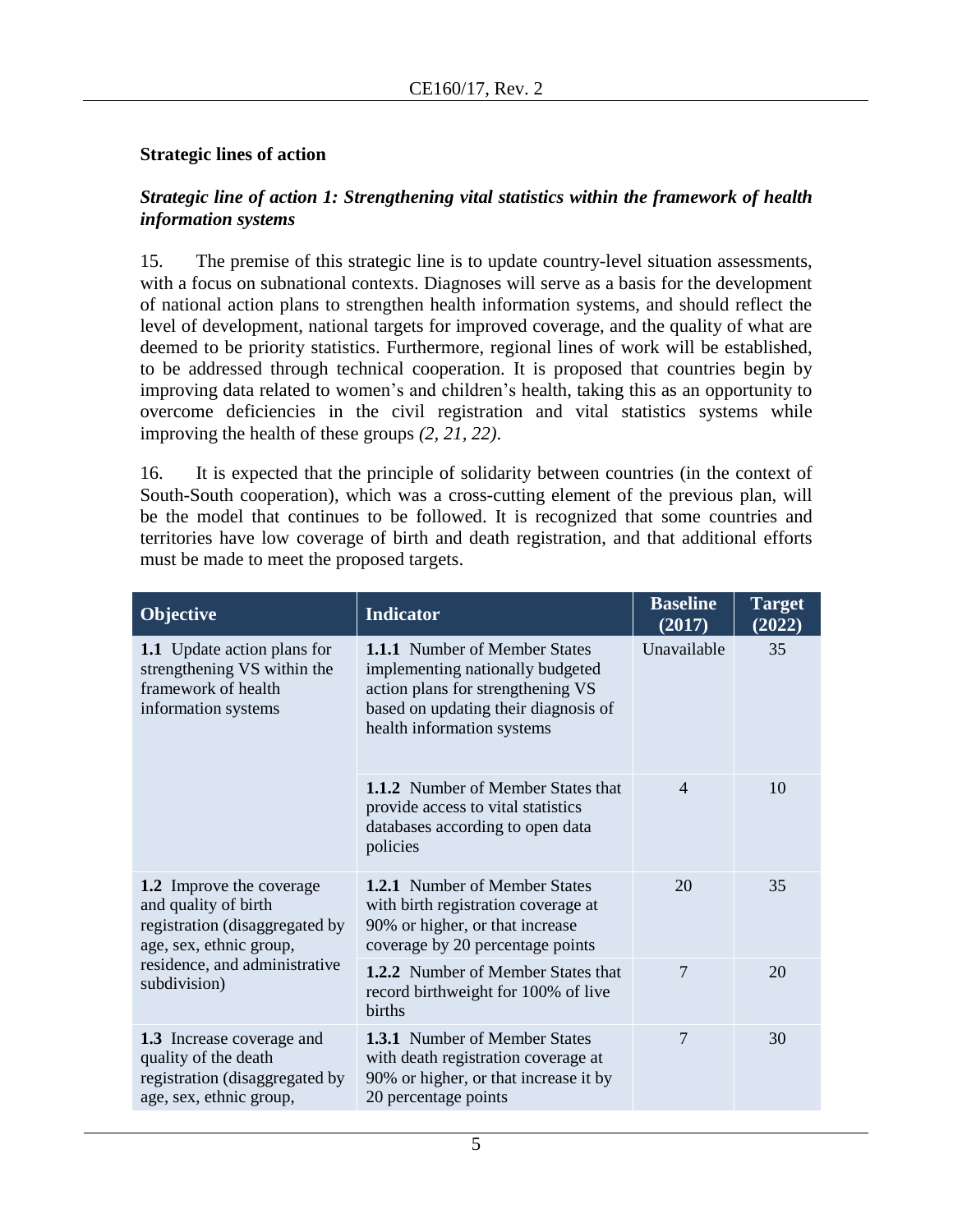## Strategic lines of action

### *Strategic line of action 1: Strengthening vital statistics within the framework of health information systems*

15. The premise of this strategic line is to update country-level situation assessments, with a focus on subnational contexts. Diagnoses will serve as a basis for the development of national action plans to strengthen health information systems, and should reflect the level of development, national targets for improved coverage, and the quality of what are deemed to be priority statistics. Furthermore, regional lines of work will be established, to be addressed through technical cooperation. It is proposed that countries begin by improving data related to women's and children's health, taking this as an opportunity to overcome deficiencies in the civil registration and vital statistics systems while improving the health of these groups *(2, 21, 22)*.

16. It is expected that the principle of solidarity between countries (in the context of South-South cooperation), which was a cross-cutting element of the previous plan, will be the model that continues to be followed. It is recognized that some countries and territories have low coverage of birth and death registration, and that additional efforts must be made to meet the proposed targets.

| Objective | Indicator | Baseline (2017) | Target (2022) |
|---|---|---|---|
| **1.1** Update action plans for strengthening VS within the framework of health information systems | **1.1.1** Number of Member States implementing nationally budgeted action plans for strengthening VS based on updating their diagnosis of health information systems | Unavailable | 35 |
| | **1.1.2** Number of Member States that provide access to vital statistics databases according to open data policies | 4 | 10 |
| **1.2** Improve the coverage and quality of birth registration (disaggregated by age, sex, ethnic group, residence, and administrative subdivision) | **1.2.1** Number of Member States with birth registration coverage at 90% or higher, or that increase coverage by 20 percentage points | 20 | 35 |
| | **1.2.2** Number of Member States that record birthweight for 100% of live births | 7 | 20 |
| **1.3** Increase coverage and quality of the death registration (disaggregated by age, sex, ethnic group, | **1.3.1** Number of Member States with death registration coverage at 90% or higher, or that increase it by 20 percentage points | 7 | 30 |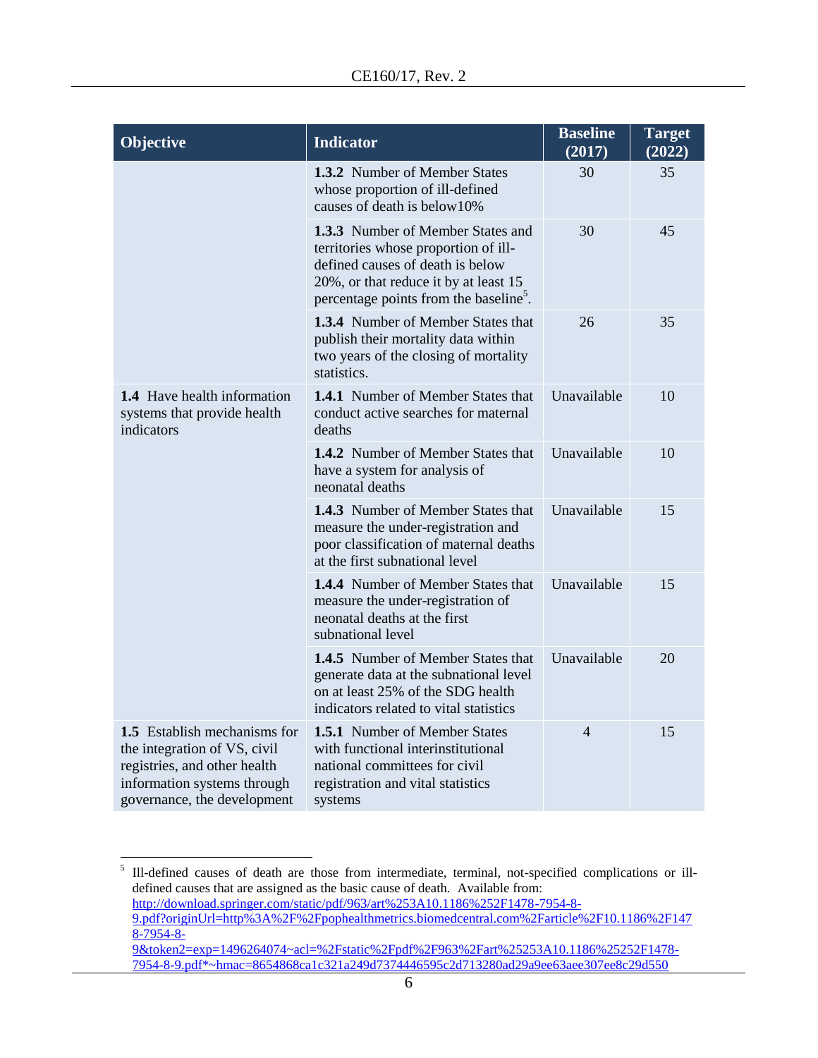| Objective | Indicator | Baseline (2017) | Target (2022) |
|---|---|---|---|
| | **1.3.2** Number of Member States whose proportion of ill-defined causes of death is below10% | 30 | 35 |
| | **1.3.3** Number of Member States and territories whose proportion of ill-defined causes of death is below 20%, or that reduce it by at least 15 percentage points from the baseline[5]. | 30 | 45 |
| | **1.3.4** Number of Member States that publish their mortality data within two years of the closing of mortality statistics. | 26 | 35 |
| **1.4** Have health information systems that provide health indicators | **1.4.1** Number of Member States that conduct active searches for maternal deaths | Unavailable | 10 |
| | **1.4.2** Number of Member States that have a system for analysis of neonatal deaths | Unavailable | 10 |
| | **1.4.3** Number of Member States that measure the under-registration and poor classification of maternal deaths at the first subnational level | Unavailable | 15 |
| | **1.4.4** Number of Member States that measure the under-registration of neonatal deaths at the first subnational level | Unavailable | 15 |
| | **1.4.5** Number of Member States that generate data at the subnational level on at least 25% of the SDG health indicators related to vital statistics | Unavailable | 20 |
| **1.5** Establish mechanisms for the integration of VS, civil registries, and other health information systems through governance, the development | **1.5.1** Number of Member States with functional interinstitutional national committees for civil registration and vital statistics systems | 4 | 15 |

[5] Ill-defined causes of death are those from intermediate, terminal, not-specified complications or ill-defined causes that are assigned as the basic cause of death. Available from: http://download.springer.com/static/pdf/963/art%253A10.1186%252F1478-7954-8-9.pdf?originUrl=http%3A%2F%2Fpophealthmetrics.biomedcentral.com%2Farticle%2F10.1186%2F1478-7954-8-9&token2=exp=1496264074~acl=%2Fstatic%2Fpdf%2F963%2Fart%25253A10.1186%25252F1478-7954-8-9.pdf*~hmac=8654868ca1c321a249d7374446595c2d713280ad29a9ee63aee307ee8c29d550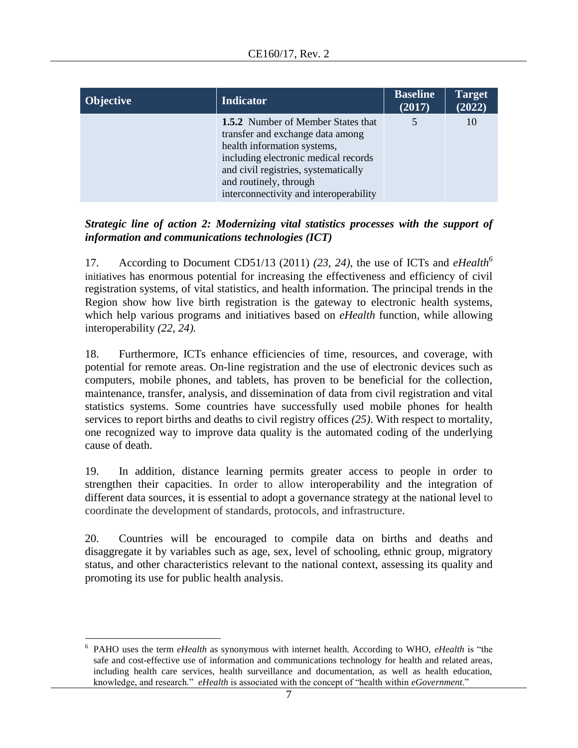| Objective | Indicator | Baseline (2017) | Target (2022) |
|---|---|---|---|
| | **1.5.2** Number of Member States that transfer and exchange data among health information systems, including electronic medical records and civil registries, systematically and routinely, through interconnectivity and interoperability | 5 | 10 |

***Strategic line of action 2: Modernizing vital statistics processes with the support of information and communications technologies (ICT)***

17. According to Document CD51/13 (2011) *(23, 24)*, the use of ICTs and *eHealth*[6] initiatives has enormous potential for increasing the effectiveness and efficiency of civil registration systems, of vital statistics, and health information. The principal trends in the Region show how live birth registration is the gateway to electronic health systems, which help various programs and initiatives based on *eHealth* function, while allowing interoperability *(22, 24).*

18. Furthermore, ICTs enhance efficiencies of time, resources, and coverage, with potential for remote areas. On-line registration and the use of electronic devices such as computers, mobile phones, and tablets, has proven to be beneficial for the collection, maintenance, transfer, analysis, and dissemination of data from civil registration and vital statistics systems. Some countries have successfully used mobile phones for health services to report births and deaths to civil registry offices *(25)*. With respect to mortality, one recognized way to improve data quality is the automated coding of the underlying cause of death.

19. In addition, distance learning permits greater access to people in order to strengthen their capacities. In order to allow interoperability and the integration of different data sources, it is essential to adopt a governance strategy at the national level to coordinate the development of standards, protocols, and infrastructure.

20. Countries will be encouraged to compile data on births and deaths and disaggregate it by variables such as age, sex, level of schooling, ethnic group, migratory status, and other characteristics relevant to the national context, assessing its quality and promoting its use for public health analysis.

---

[6] PAHO uses the term *eHealth* as synonymous with internet health. According to WHO, *eHealth* is "the safe and cost-effective use of information and communications technology for health and related areas, including health care services, health surveillance and documentation, as well as health education, knowledge, and research." *eHealth* is associated with the concept of "health within *eGovernment*."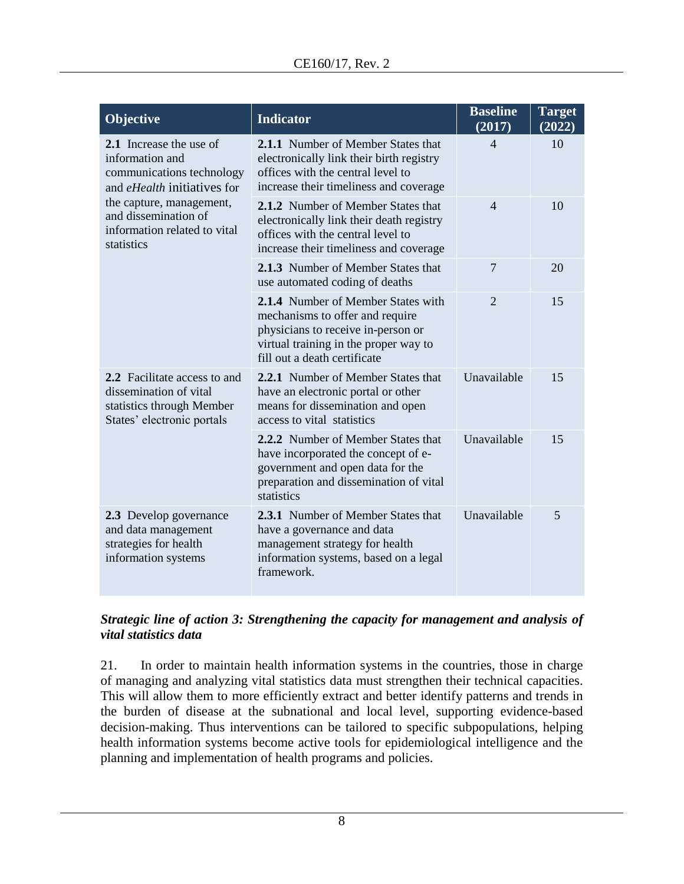| Objective | Indicator | Baseline (2017) | Target (2022) |
|---|---|---|---|
| **2.1** Increase the use of information and communications technology and *eHealth* initiatives for the capture, management, and dissemination of information related to vital statistics | **2.1.1** Number of Member States that electronically link their birth registry offices with the central level to increase their timeliness and coverage | 4 | 10 |
| | **2.1.2** Number of Member States that electronically link their death registry offices with the central level to increase their timeliness and coverage | 4 | 10 |
| | **2.1.3** Number of Member States that use automated coding of deaths | 7 | 20 |
| | **2.1.4** Number of Member States with mechanisms to offer and require physicians to receive in-person or virtual training in the proper way to fill out a death certificate | 2 | 15 |
| **2.2** Facilitate access to and dissemination of vital statistics through Member States' electronic portals | **2.2.1** Number of Member States that have an electronic portal or other means for dissemination and open access to vital statistics | Unavailable | 15 |
| | **2.2.2** Number of Member States that have incorporated the concept of e-government and open data for the preparation and dissemination of vital statistics | Unavailable | 15 |
| **2.3** Develop governance and data management strategies for health information systems | **2.3.1** Number of Member States that have a governance and data management strategy for health information systems, based on a legal framework. | Unavailable | 5 |

***Strategic line of action 3: Strengthening the capacity for management and analysis of vital statistics data***

21. In order to maintain health information systems in the countries, those in charge of managing and analyzing vital statistics data must strengthen their technical capacities. This will allow them to more efficiently extract and better identify patterns and trends in the burden of disease at the subnational and local level, supporting evidence-based decision-making. Thus interventions can be tailored to specific subpopulations, helping health information systems become active tools for epidemiological intelligence and the planning and implementation of health programs and policies.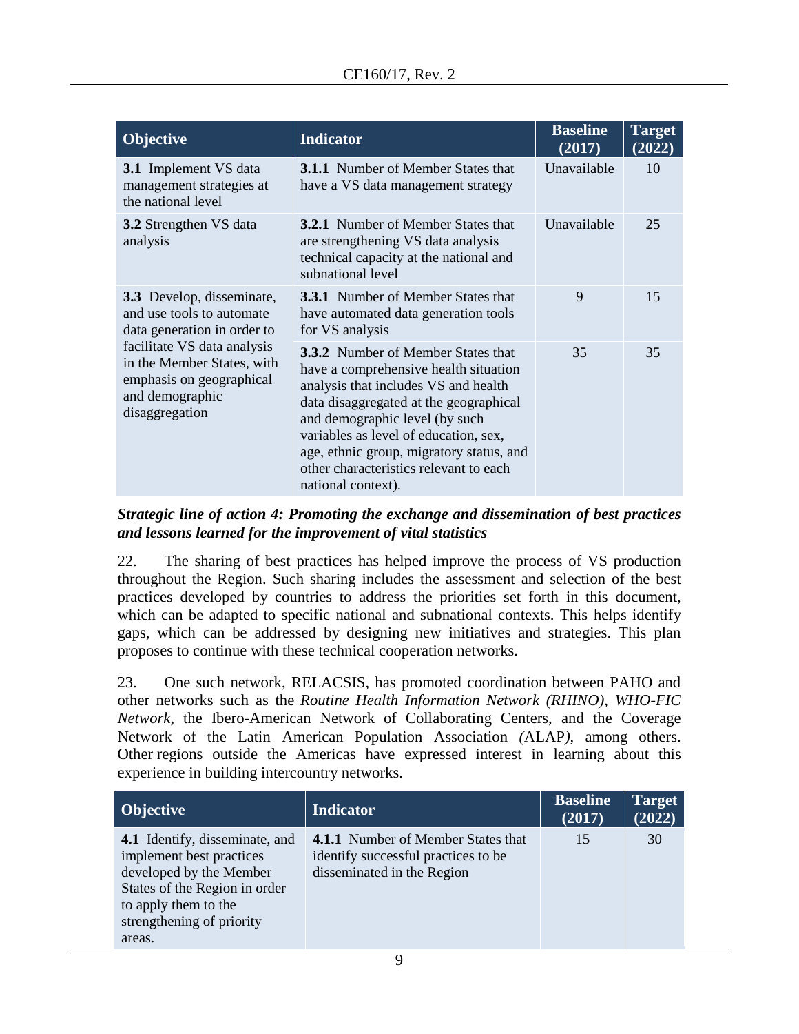| Objective | Indicator | Baseline (2017) | Target (2022) |
|---|---|---|---|
| **3.1** Implement VS data management strategies at the national level | **3.1.1** Number of Member States that have a VS data management strategy | Unavailable | 10 |
| **3.2** Strengthen VS data analysis | **3.2.1** Number of Member States that are strengthening VS data analysis technical capacity at the national and subnational level | Unavailable | 25 |
| **3.3** Develop, disseminate, and use tools to automate data generation in order to facilitate VS data analysis in the Member States, with emphasis on geographical and demographic disaggregation | **3.3.1** Number of Member States that have automated data generation tools for VS analysis | 9 | 15 |
| | **3.3.2** Number of Member States that have a comprehensive health situation analysis that includes VS and health data disaggregated at the geographical and demographic level (by such variables as level of education, sex, age, ethnic group, migratory status, and other characteristics relevant to each national context). | 35 | 35 |

***Strategic line of action 4: Promoting the exchange and dissemination of best practices and lessons learned for the improvement of vital statistics***

22. The sharing of best practices has helped improve the process of VS production throughout the Region. Such sharing includes the assessment and selection of the best practices developed by countries to address the priorities set forth in this document, which can be adapted to specific national and subnational contexts. This helps identify gaps, which can be addressed by designing new initiatives and strategies. This plan proposes to continue with these technical cooperation networks.

23. One such network, RELACSIS, has promoted coordination between PAHO and other networks such as the *Routine Health Information Network (RHINO)*, *WHO-FIC Network*, the Ibero-American Network of Collaborating Centers, and the Coverage Network of the Latin American Population Association *(*ALAP*)*, among others. Other regions outside the Americas have expressed interest in learning about this experience in building intercountry networks.

| Objective | Indicator | Baseline (2017) | Target (2022) |
|---|---|---|---|
| **4.1** Identify, disseminate, and implement best practices developed by the Member States of the Region in order to apply them to the strengthening of priority areas. | **4.1.1** Number of Member States that identify successful practices to be disseminated in the Region | 15 | 30 |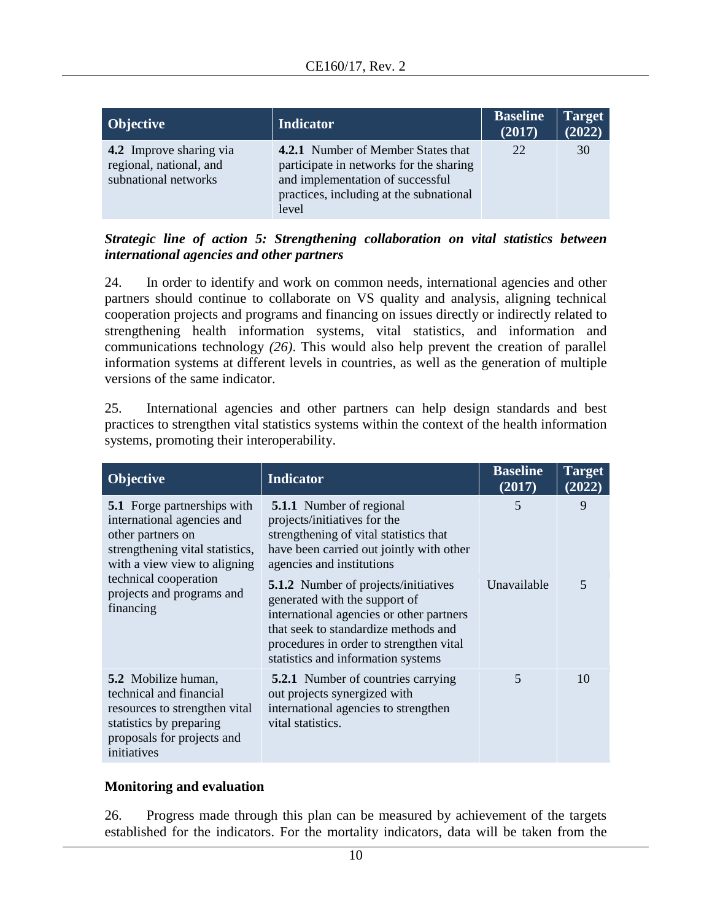| Objective | Indicator | Baseline (2017) | Target (2022) |
|---|---|---|---|
| **4.2** Improve sharing via regional, national, and subnational networks | **4.2.1** Number of Member States that participate in networks for the sharing and implementation of successful practices, including at the subnational level | 22 | 30 |

***Strategic line of action 5: Strengthening collaboration on vital statistics between international agencies and other partners***

24. In order to identify and work on common needs, international agencies and other partners should continue to collaborate on VS quality and analysis, aligning technical cooperation projects and programs and financing on issues directly or indirectly related to strengthening health information systems, vital statistics, and information and communications technology *(26)*. This would also help prevent the creation of parallel information systems at different levels in countries, as well as the generation of multiple versions of the same indicator.

25. International agencies and other partners can help design standards and best practices to strengthen vital statistics systems within the context of the health information systems, promoting their interoperability.

| Objective | Indicator | Baseline (2017) | Target (2022) |
|---|---|---|---|
| **5.1** Forge partnerships with international agencies and other partners on strengthening vital statistics, with a view view to aligning technical cooperation projects and programs and financing | **5.1.1** Number of regional projects/initiatives for the strengthening of vital statistics that have been carried out jointly with other agencies and institutions | 5 | 9 |
| | **5.1.2** Number of projects/initiatives generated with the support of international agencies or other partners that seek to standardize methods and procedures in order to strengthen vital statistics and information systems | Unavailable | 5 |
| **5.2** Mobilize human, technical and financial resources to strengthen vital statistics by preparing proposals for projects and initiatives | **5.2.1** Number of countries carrying out projects synergized with international agencies to strengthen vital statistics. | 5 | 10 |

**Monitoring and evaluation**

26. Progress made through this plan can be measured by achievement of the targets established for the indicators. For the mortality indicators, data will be taken from the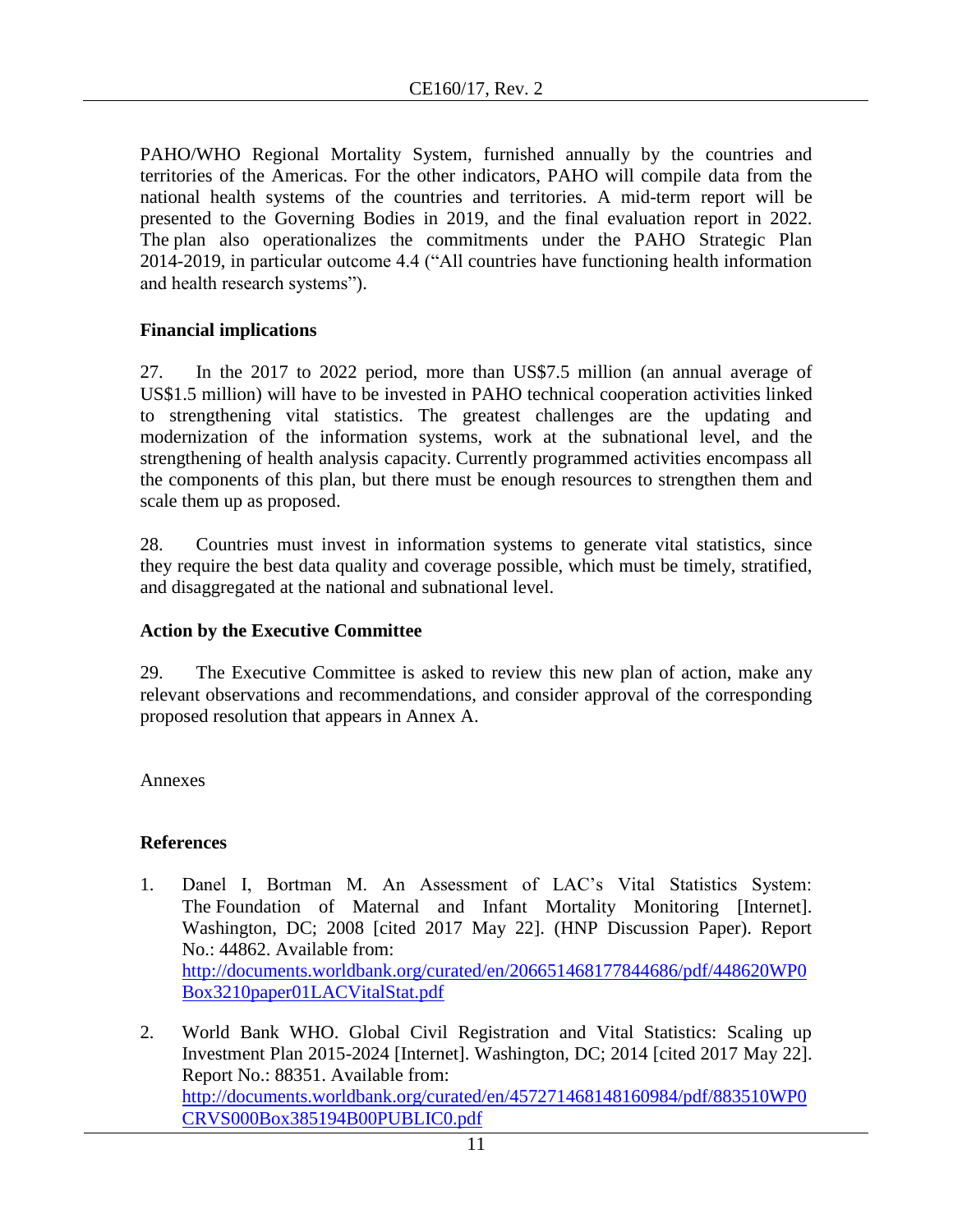PAHO/WHO Regional Mortality System, furnished annually by the countries and territories of the Americas. For the other indicators, PAHO will compile data from the national health systems of the countries and territories. A mid-term report will be presented to the Governing Bodies in 2019, and the final evaluation report in 2022. The plan also operationalizes the commitments under the PAHO Strategic Plan 2014-2019, in particular outcome 4.4 ("All countries have functioning health information and health research systems").

**Financial implications**

27. In the 2017 to 2022 period, more than US$7.5 million (an annual average of US$1.5 million) will have to be invested in PAHO technical cooperation activities linked to strengthening vital statistics. The greatest challenges are the updating and modernization of the information systems, work at the subnational level, and the strengthening of health analysis capacity. Currently programmed activities encompass all the components of this plan, but there must be enough resources to strengthen them and scale them up as proposed.

28. Countries must invest in information systems to generate vital statistics, since they require the best data quality and coverage possible, which must be timely, stratified, and disaggregated at the national and subnational level.

**Action by the Executive Committee**

29. The Executive Committee is asked to review this new plan of action, make any relevant observations and recommendations, and consider approval of the corresponding proposed resolution that appears in Annex A.

Annexes

**References**

1. Danel I, Bortman M. An Assessment of LAC's Vital Statistics System: The Foundation of Maternal and Infant Mortality Monitoring [Internet]. Washington, DC; 2008 [cited 2017 May 22]. (HNP Discussion Paper). Report No.: 44862. Available from: http://documents.worldbank.org/curated/en/206651468177844686/pdf/448620WP0Box3210paper01LACVitalStat.pdf

2. World Bank WHO. Global Civil Registration and Vital Statistics: Scaling up Investment Plan 2015-2024 [Internet]. Washington, DC; 2014 [cited 2017 May 22]. Report No.: 88351. Available from: http://documents.worldbank.org/curated/en/457271468148160984/pdf/883510WP0CRVS000Box385194B00PUBLIC0.pdf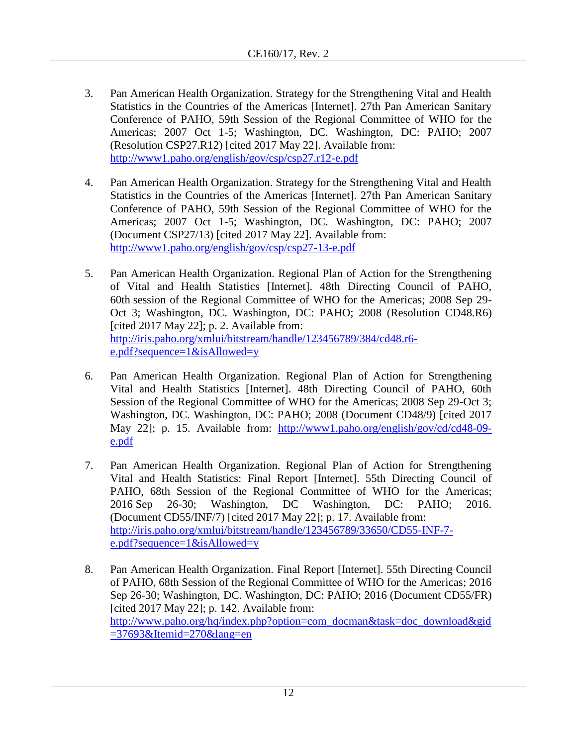3. Pan American Health Organization. Strategy for the Strengthening Vital and Health Statistics in the Countries of the Americas [Internet]. 27th Pan American Sanitary Conference of PAHO, 59th Session of the Regional Committee of WHO for the Americas; 2007 Oct 1-5; Washington, DC. Washington, DC: PAHO; 2007 (Resolution CSP27.R12) [cited 2017 May 22]. Available from: http://www1.paho.org/english/gov/csp/csp27.r12-e.pdf

4. Pan American Health Organization. Strategy for the Strengthening Vital and Health Statistics in the Countries of the Americas [Internet]. 27th Pan American Sanitary Conference of PAHO, 59th Session of the Regional Committee of WHO for the Americas; 2007 Oct 1-5; Washington, DC. Washington, DC: PAHO; 2007 (Document CSP27/13) [cited 2017 May 22]. Available from: http://www1.paho.org/english/gov/csp/csp27-13-e.pdf

5. Pan American Health Organization. Regional Plan of Action for the Strengthening of Vital and Health Statistics [Internet]. 48th Directing Council of PAHO, 60th session of the Regional Committee of WHO for the Americas; 2008 Sep 29-Oct 3; Washington, DC. Washington, DC: PAHO; 2008 (Resolution CD48.R6) [cited 2017 May 22]; p. 2. Available from: http://iris.paho.org/xmlui/bitstream/handle/123456789/384/cd48.r6-e.pdf?sequence=1&isAllowed=y

6. Pan American Health Organization. Regional Plan of Action for Strengthening Vital and Health Statistics [Internet]. 48th Directing Council of PAHO, 60th Session of the Regional Committee of WHO for the Americas; 2008 Sep 29-Oct 3; Washington, DC. Washington, DC: PAHO; 2008 (Document CD48/9) [cited 2017 May 22]; p. 15. Available from: http://www1.paho.org/english/gov/cd/cd48-09-e.pdf

7. Pan American Health Organization. Regional Plan of Action for Strengthening Vital and Health Statistics: Final Report [Internet]. 55th Directing Council of PAHO, 68th Session of the Regional Committee of WHO for the Americas; 2016 Sep 26-30; Washington, DC Washington, DC: PAHO; 2016. (Document CD55/INF/7) [cited 2017 May 22]; p. 17. Available from: http://iris.paho.org/xmlui/bitstream/handle/123456789/33650/CD55-INF-7-e.pdf?sequence=1&isAllowed=y

8. Pan American Health Organization. Final Report [Internet]. 55th Directing Council of PAHO, 68th Session of the Regional Committee of WHO for the Americas; 2016 Sep 26-30; Washington, DC. Washington, DC: PAHO; 2016 (Document CD55/FR) [cited 2017 May 22]; p. 142. Available from: http://www.paho.org/hq/index.php?option=com_docman&task=doc_download&gid=37693&Itemid=270&lang=en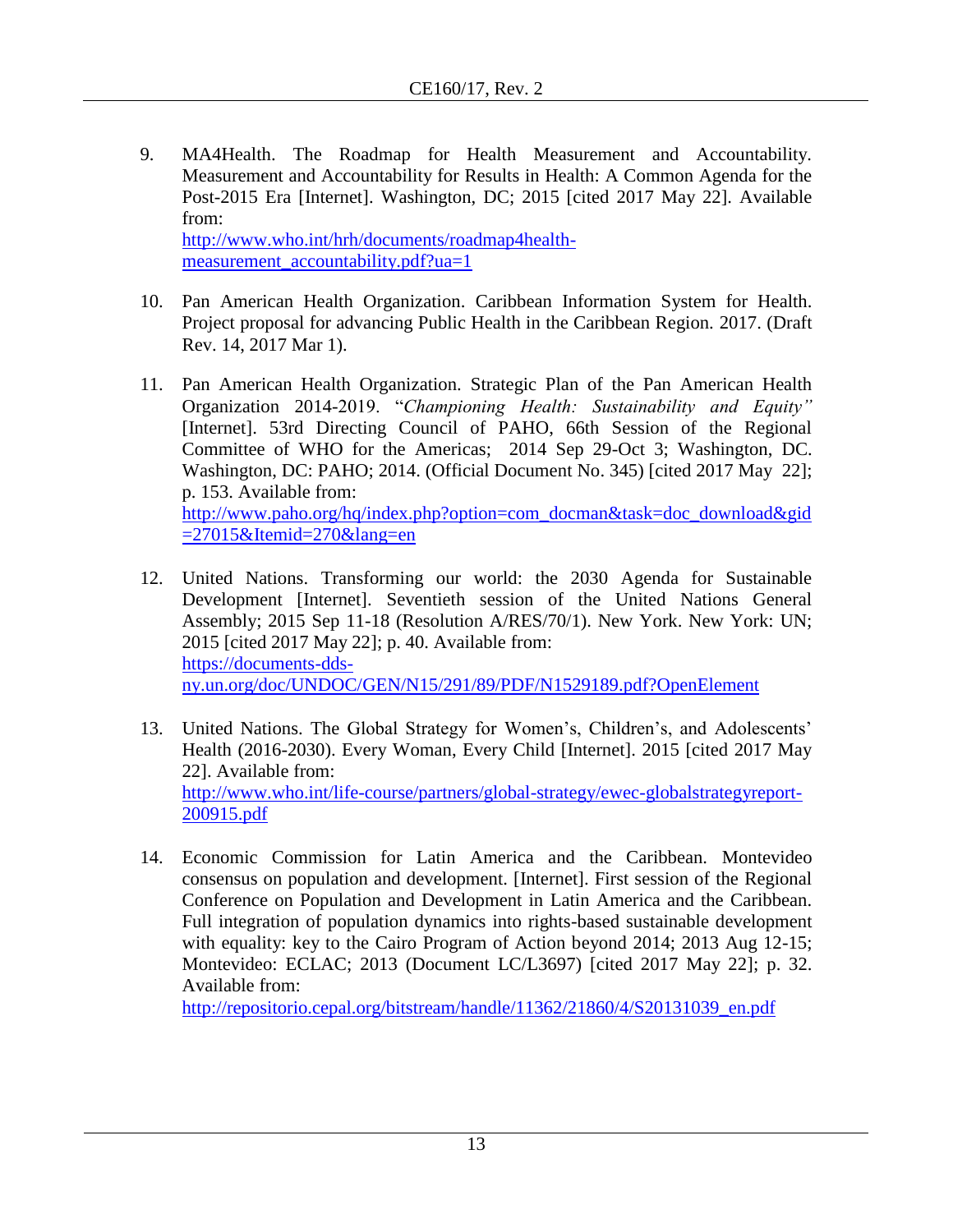9. MA4Health. The Roadmap for Health Measurement and Accountability. Measurement and Accountability for Results in Health: A Common Agenda for the Post-2015 Era [Internet]. Washington, DC; 2015 [cited 2017 May 22]. Available from: http://www.who.int/hrh/documents/roadmap4health-measurement_accountability.pdf?ua=1

10. Pan American Health Organization. Caribbean Information System for Health. Project proposal for advancing Public Health in the Caribbean Region. 2017. (Draft Rev. 14, 2017 Mar 1).

11. Pan American Health Organization. Strategic Plan of the Pan American Health Organization 2014-2019. "*Championing Health: Sustainability and Equity"* [Internet]. 53rd Directing Council of PAHO, 66th Session of the Regional Committee of WHO for the Americas; 2014 Sep 29-Oct 3; Washington, DC. Washington, DC: PAHO; 2014. (Official Document No. 345) [cited 2017 May 22]; p. 153. Available from: http://www.paho.org/hq/index.php?option=com_docman&task=doc_download&gid=27015&Itemid=270&lang=en

12. United Nations. Transforming our world: the 2030 Agenda for Sustainable Development [Internet]. Seventieth session of the United Nations General Assembly; 2015 Sep 11-18 (Resolution A/RES/70/1). New York. New York: UN; 2015 [cited 2017 May 22]; p. 40. Available from: https://documents-dds-ny.un.org/doc/UNDOC/GEN/N15/291/89/PDF/N1529189.pdf?OpenElement

13. United Nations. The Global Strategy for Women's, Children's, and Adolescents' Health (2016-2030). Every Woman, Every Child [Internet]. 2015 [cited 2017 May 22]. Available from: http://www.who.int/life-course/partners/global-strategy/ewec-globalstrategyreport-200915.pdf

14. Economic Commission for Latin America and the Caribbean. Montevideo consensus on population and development. [Internet]. First session of the Regional Conference on Population and Development in Latin America and the Caribbean. Full integration of population dynamics into rights-based sustainable development with equality: key to the Cairo Program of Action beyond 2014; 2013 Aug 12-15; Montevideo: ECLAC; 2013 (Document LC/L3697) [cited 2017 May 22]; p. 32. Available from: http://repositorio.cepal.org/bitstream/handle/11362/21860/4/S20131039_en.pdf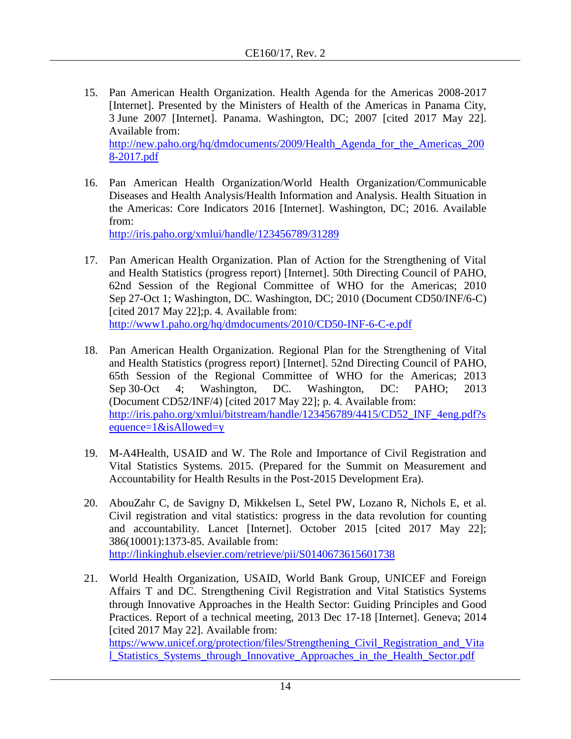15. Pan American Health Organization. Health Agenda for the Americas 2008-2017 [Internet]. Presented by the Ministers of Health of the Americas in Panama City, 3 June 2007 [Internet]. Panama. Washington, DC; 2007 [cited 2017 May 22]. Available from: http://new.paho.org/hq/dmdocuments/2009/Health_Agenda_for_the_Americas_2008-2017.pdf

16. Pan American Health Organization/World Health Organization/Communicable Diseases and Health Analysis/Health Information and Analysis. Health Situation in the Americas: Core Indicators 2016 [Internet]. Washington, DC; 2016. Available from: http://iris.paho.org/xmlui/handle/123456789/31289

17. Pan American Health Organization. Plan of Action for the Strengthening of Vital and Health Statistics (progress report) [Internet]. 50th Directing Council of PAHO, 62nd Session of the Regional Committee of WHO for the Americas; 2010 Sep 27-Oct 1; Washington, DC. Washington, DC; 2010 (Document CD50/INF/6-C) [cited 2017 May 22];p. 4. Available from: http://www1.paho.org/hq/dmdocuments/2010/CD50-INF-6-C-e.pdf

18. Pan American Health Organization. Regional Plan for the Strengthening of Vital and Health Statistics (progress report) [Internet]. 52nd Directing Council of PAHO, 65th Session of the Regional Committee of WHO for the Americas; 2013 Sep 30-Oct 4; Washington, DC. Washington, DC: PAHO; 2013 (Document CD52/INF/4) [cited 2017 May 22]; p. 4. Available from: http://iris.paho.org/xmlui/bitstream/handle/123456789/4415/CD52_INF_4eng.pdf?sequence=1&isAllowed=y

19. M-A4Health, USAID and W. The Role and Importance of Civil Registration and Vital Statistics Systems. 2015. (Prepared for the Summit on Measurement and Accountability for Health Results in the Post-2015 Development Era).

20. AbouZahr C, de Savigny D, Mikkelsen L, Setel PW, Lozano R, Nichols E, et al. Civil registration and vital statistics: progress in the data revolution for counting and accountability. Lancet [Internet]. October 2015 [cited 2017 May 22]; 386(10001):1373-85. Available from: http://linkinghub.elsevier.com/retrieve/pii/S0140673615601738

21. World Health Organization, USAID, World Bank Group, UNICEF and Foreign Affairs T and DC. Strengthening Civil Registration and Vital Statistics Systems through Innovative Approaches in the Health Sector: Guiding Principles and Good Practices. Report of a technical meeting, 2013 Dec 17-18 [Internet]. Geneva; 2014 [cited 2017 May 22]. Available from: https://www.unicef.org/protection/files/Strengthening_Civil_Registration_and_Vital_Statistics_Systems_through_Innovative_Approaches_in_the_Health_Sector.pdf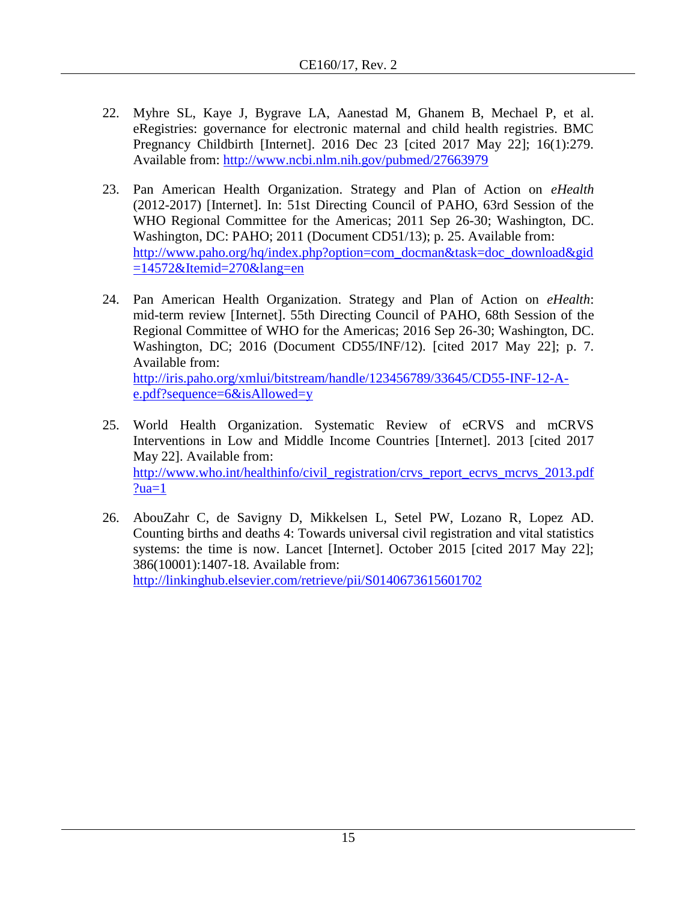22. Myhre SL, Kaye J, Bygrave LA, Aanestad M, Ghanem B, Mechael P, et al. eRegistries: governance for electronic maternal and child health registries. BMC Pregnancy Childbirth [Internet]. 2016 Dec 23 [cited 2017 May 22]; 16(1):279. Available from: http://www.ncbi.nlm.nih.gov/pubmed/27663979

23. Pan American Health Organization. Strategy and Plan of Action on *eHealth* (2012-2017) [Internet]. In: 51st Directing Council of PAHO, 63rd Session of the WHO Regional Committee for the Americas; 2011 Sep 26-30; Washington, DC. Washington, DC: PAHO; 2011 (Document CD51/13); p. 25. Available from: http://www.paho.org/hq/index.php?option=com_docman&task=doc_download&gid=14572&Itemid=270&lang=en

24. Pan American Health Organization. Strategy and Plan of Action on *eHealth*: mid-term review [Internet]. 55th Directing Council of PAHO, 68th Session of the Regional Committee of WHO for the Americas; 2016 Sep 26-30; Washington, DC. Washington, DC; 2016 (Document CD55/INF/12). [cited 2017 May 22]; p. 7. Available from: http://iris.paho.org/xmlui/bitstream/handle/123456789/33645/CD55-INF-12-A-e.pdf?sequence=6&isAllowed=y

25. World Health Organization. Systematic Review of eCRVS and mCRVS Interventions in Low and Middle Income Countries [Internet]. 2013 [cited 2017 May 22]. Available from: http://www.who.int/healthinfo/civil_registration/crvs_report_ecrvs_mcrvs_2013.pdf?ua=1

26. AbouZahr C, de Savigny D, Mikkelsen L, Setel PW, Lozano R, Lopez AD. Counting births and deaths 4: Towards universal civil registration and vital statistics systems: the time is now. Lancet [Internet]. October 2015 [cited 2017 May 22]; 386(10001):1407-18. Available from: http://linkinghub.elsevier.com/retrieve/pii/S0140673615601702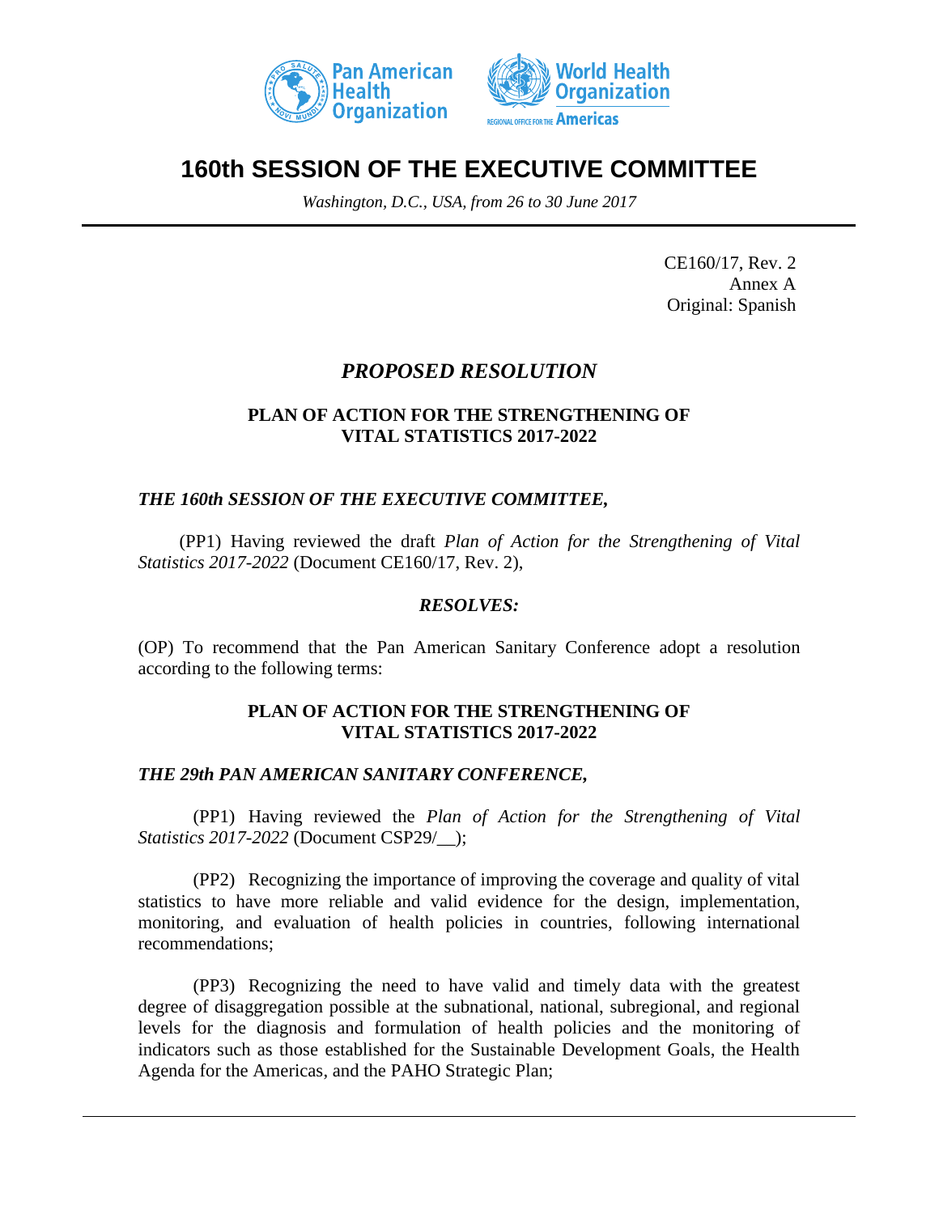# 160th SESSION OF THE EXECUTIVE COMMITTEE

*Washington, D.C., USA, from 26 to 30 June 2017*

CE160/17, Rev. 2
Annex A
Original: Spanish

## *PROPOSED RESOLUTION*

### PLAN OF ACTION FOR THE STRENGTHENING OF VITAL STATISTICS 2017-2022

***THE 160th SESSION OF THE EXECUTIVE COMMITTEE,***

(PP1) Having reviewed the draft *Plan of Action for the Strengthening of Vital Statistics 2017-2022* (Document CE160/17, Rev. 2),

***RESOLVES:***

(OP) To recommend that the Pan American Sanitary Conference adopt a resolution according to the following terms:

### PLAN OF ACTION FOR THE STRENGTHENING OF VITAL STATISTICS 2017-2022

***THE 29th PAN AMERICAN SANITARY CONFERENCE,***

(PP1) Having reviewed the *Plan of Action for the Strengthening of Vital Statistics 2017-2022* (Document CSP29/__);

(PP2) Recognizing the importance of improving the coverage and quality of vital statistics to have more reliable and valid evidence for the design, implementation, monitoring, and evaluation of health policies in countries, following international recommendations;

(PP3) Recognizing the need to have valid and timely data with the greatest degree of disaggregation possible at the subnational, national, subregional, and regional levels for the diagnosis and formulation of health policies and the monitoring of indicators such as those established for the Sustainable Development Goals, the Health Agenda for the Americas, and the PAHO Strategic Plan;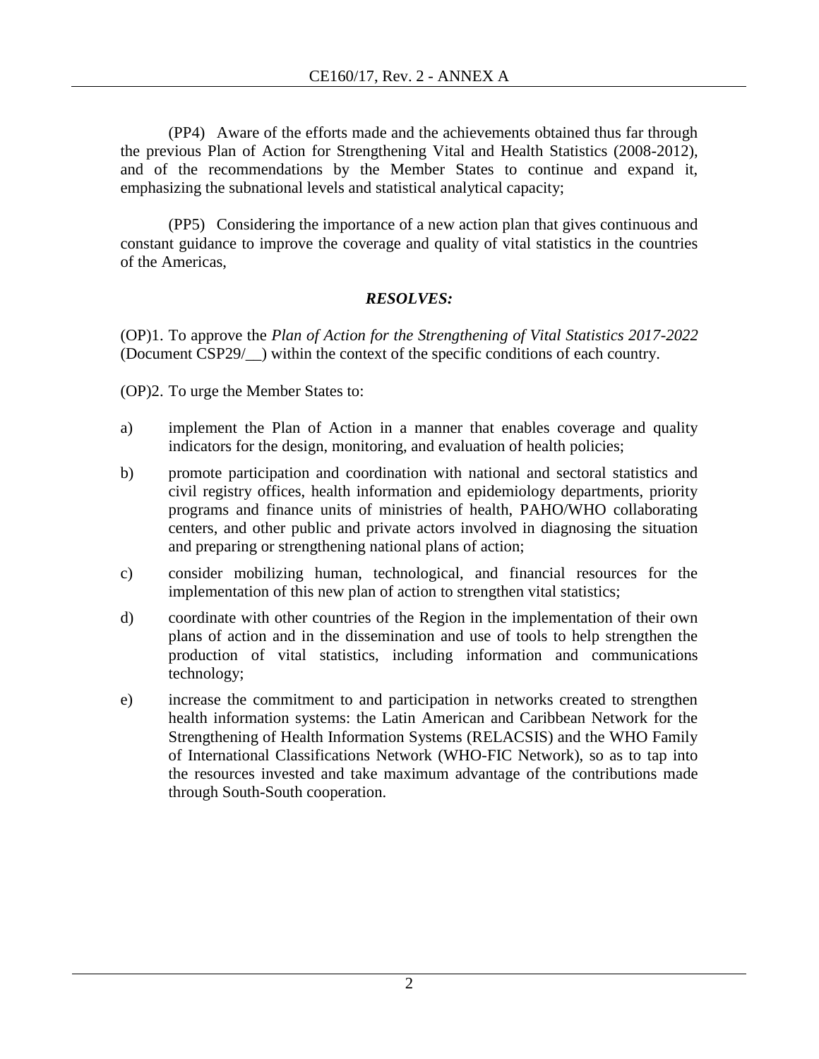(PP4) Aware of the efforts made and the achievements obtained thus far through the previous Plan of Action for Strengthening Vital and Health Statistics (2008-2012), and of the recommendations by the Member States to continue and expand it, emphasizing the subnational levels and statistical analytical capacity;

(PP5) Considering the importance of a new action plan that gives continuous and constant guidance to improve the coverage and quality of vital statistics in the countries of the Americas,

***RESOLVES:***

(OP)1. To approve the *Plan of Action for the Strengthening of Vital Statistics 2017-2022* (Document CSP29/__) within the context of the specific conditions of each country.

(OP)2. To urge the Member States to:

a) implement the Plan of Action in a manner that enables coverage and quality indicators for the design, monitoring, and evaluation of health policies;

b) promote participation and coordination with national and sectoral statistics and civil registry offices, health information and epidemiology departments, priority programs and finance units of ministries of health, PAHO/WHO collaborating centers, and other public and private actors involved in diagnosing the situation and preparing or strengthening national plans of action;

c) consider mobilizing human, technological, and financial resources for the implementation of this new plan of action to strengthen vital statistics;

d) coordinate with other countries of the Region in the implementation of their own plans of action and in the dissemination and use of tools to help strengthen the production of vital statistics, including information and communications technology;

e) increase the commitment to and participation in networks created to strengthen health information systems: the Latin American and Caribbean Network for the Strengthening of Health Information Systems (RELACSIS) and the WHO Family of International Classifications Network (WHO-FIC Network), so as to tap into the resources invested and take maximum advantage of the contributions made through South-South cooperation.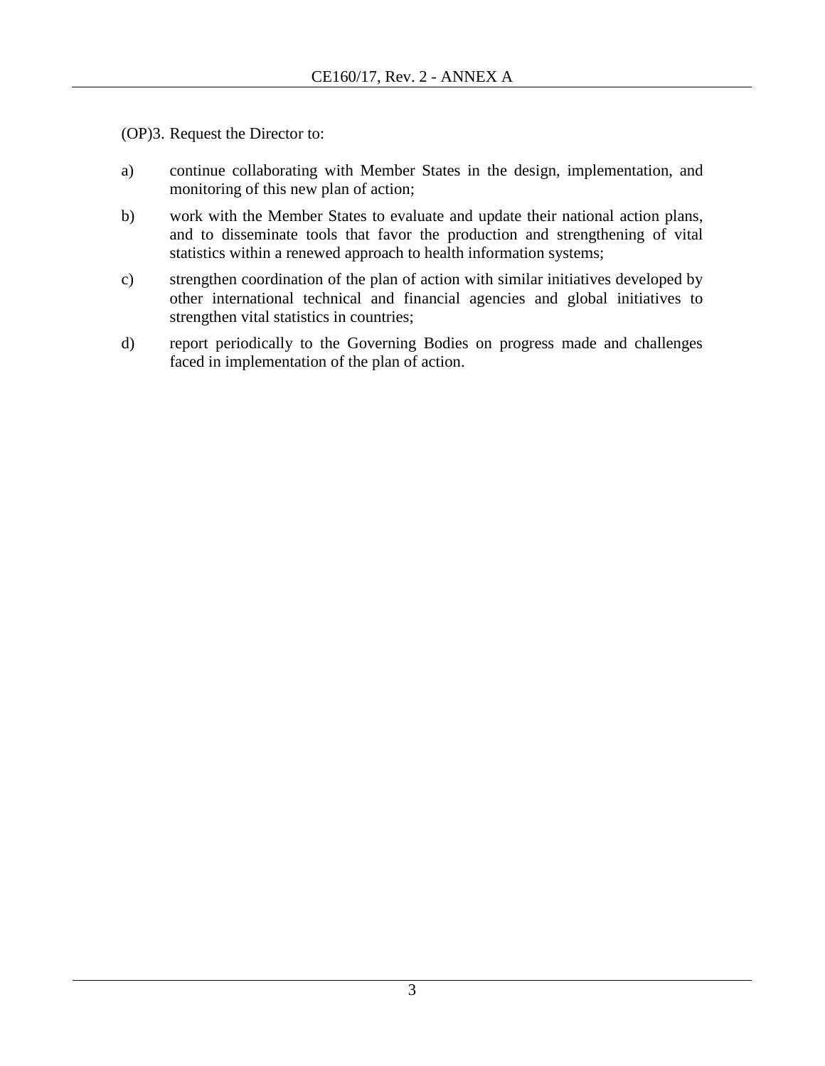(OP)3. Request the Director to:

a) continue collaborating with Member States in the design, implementation, and monitoring of this new plan of action;

b) work with the Member States to evaluate and update their national action plans, and to disseminate tools that favor the production and strengthening of vital statistics within a renewed approach to health information systems;

c) strengthen coordination of the plan of action with similar initiatives developed by other international technical and financial agencies and global initiatives to strengthen vital statistics in countries;

d) report periodically to the Governing Bodies on progress made and challenges faced in implementation of the plan of action.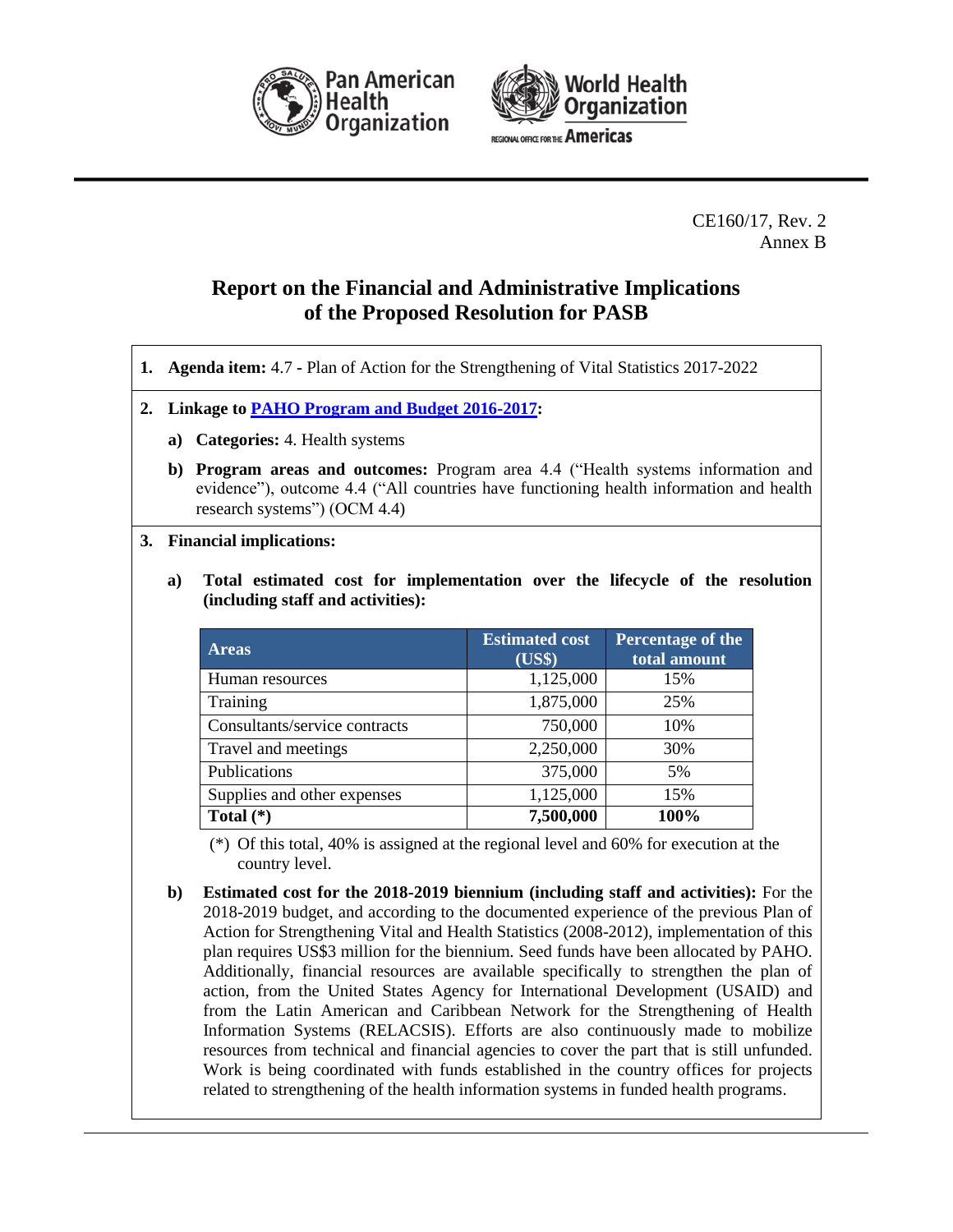CE160/17, Rev. 2
Annex B

# Report on the Financial and Administrative Implications of the Proposed Resolution for PASB

**1. Agenda item:** 4.7 - Plan of Action for the Strengthening of Vital Statistics 2017-2022

**2. Linkage to PAHO Program and Budget 2016-2017:**

**a) Categories:** 4. Health systems

**b) Program areas and outcomes:** Program area 4.4 ("Health systems information and evidence"), outcome 4.4 ("All countries have functioning health information and health research systems") (OCM 4.4)

**3. Financial implications:**

**a) Total estimated cost for implementation over the lifecycle of the resolution (including staff and activities):**

| Areas | Estimated cost (US$) | Percentage of the total amount |
|---|---|---|
| Human resources | 1,125,000 | 15% |
| Training | 1,875,000 | 25% |
| Consultants/service contracts | 750,000 | 10% |
| Travel and meetings | 2,250,000 | 30% |
| Publications | 375,000 | 5% |
| Supplies and other expenses | 1,125,000 | 15% |
| **Total (*)** | **7,500,000** | **100%** |

(*) Of this total, 40% is assigned at the regional level and 60% for execution at the country level.

**b) Estimated cost for the 2018-2019 biennium (including staff and activities):** For the 2018-2019 budget, and according to the documented experience of the previous Plan of Action for Strengthening Vital and Health Statistics (2008-2012), implementation of this plan requires US$3 million for the biennium. Seed funds have been allocated by PAHO. Additionally, financial resources are available specifically to strengthen the plan of action, from the United States Agency for International Development (USAID) and from the Latin American and Caribbean Network for the Strengthening of Health Information Systems (RELACSIS). Efforts are also continuously made to mobilize resources from technical and financial agencies to cover the part that is still unfunded. Work is being coordinated with funds established in the country offices for projects related to strengthening of the health information systems in funded health programs.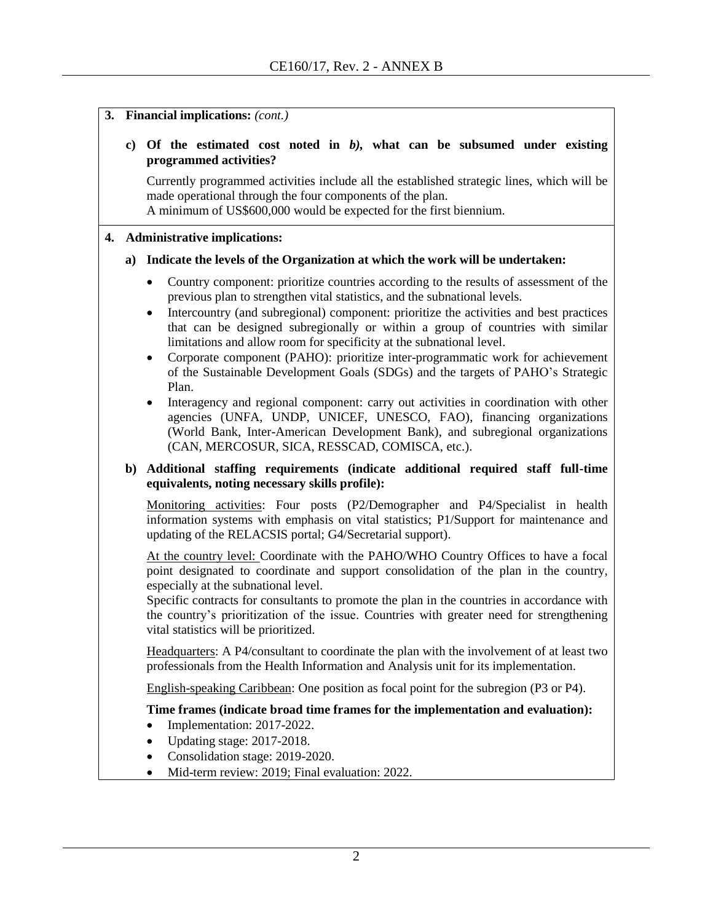**3. Financial implications:** *(cont.)*

**c) Of the estimated cost noted in *b)*, what can be subsumed under existing programmed activities?**

Currently programmed activities include all the established strategic lines, which will be made operational through the four components of the plan.
A minimum of US$600,000 would be expected for the first biennium.

**4. Administrative implications:**

**a) Indicate the levels of the Organization at which the work will be undertaken:**

- Country component: prioritize countries according to the results of assessment of the previous plan to strengthen vital statistics, and the subnational levels.
- Intercountry (and subregional) component: prioritize the activities and best practices that can be designed subregionally or within a group of countries with similar limitations and allow room for specificity at the subnational level.
- Corporate component (PAHO): prioritize inter-programmatic work for achievement of the Sustainable Development Goals (SDGs) and the targets of PAHO's Strategic Plan.
- Interagency and regional component: carry out activities in coordination with other agencies (UNFA, UNDP, UNICEF, UNESCO, FAO), financing organizations (World Bank, Inter-American Development Bank), and subregional organizations (CAN, MERCOSUR, SICA, RESSCAD, COMISCA, etc.).

**b) Additional staffing requirements (indicate additional required staff full-time equivalents, noting necessary skills profile):**

Monitoring activities: Four posts (P2/Demographer and P4/Specialist in health information systems with emphasis on vital statistics; P1/Support for maintenance and updating of the RELACSIS portal; G4/Secretarial support).

At the country level: Coordinate with the PAHO/WHO Country Offices to have a focal point designated to coordinate and support consolidation of the plan in the country, especially at the subnational level.
Specific contracts for consultants to promote the plan in the countries in accordance with the country's prioritization of the issue. Countries with greater need for strengthening vital statistics will be prioritized.

Headquarters: A P4/consultant to coordinate the plan with the involvement of at least two professionals from the Health Information and Analysis unit for its implementation.

English-speaking Caribbean: One position as focal point for the subregion (P3 or P4).

**Time frames (indicate broad time frames for the implementation and evaluation):**

- Implementation: 2017-2022.
- Updating stage: 2017-2018.
- Consolidation stage: 2019-2020.
- Mid-term review: 2019; Final evaluation: 2022.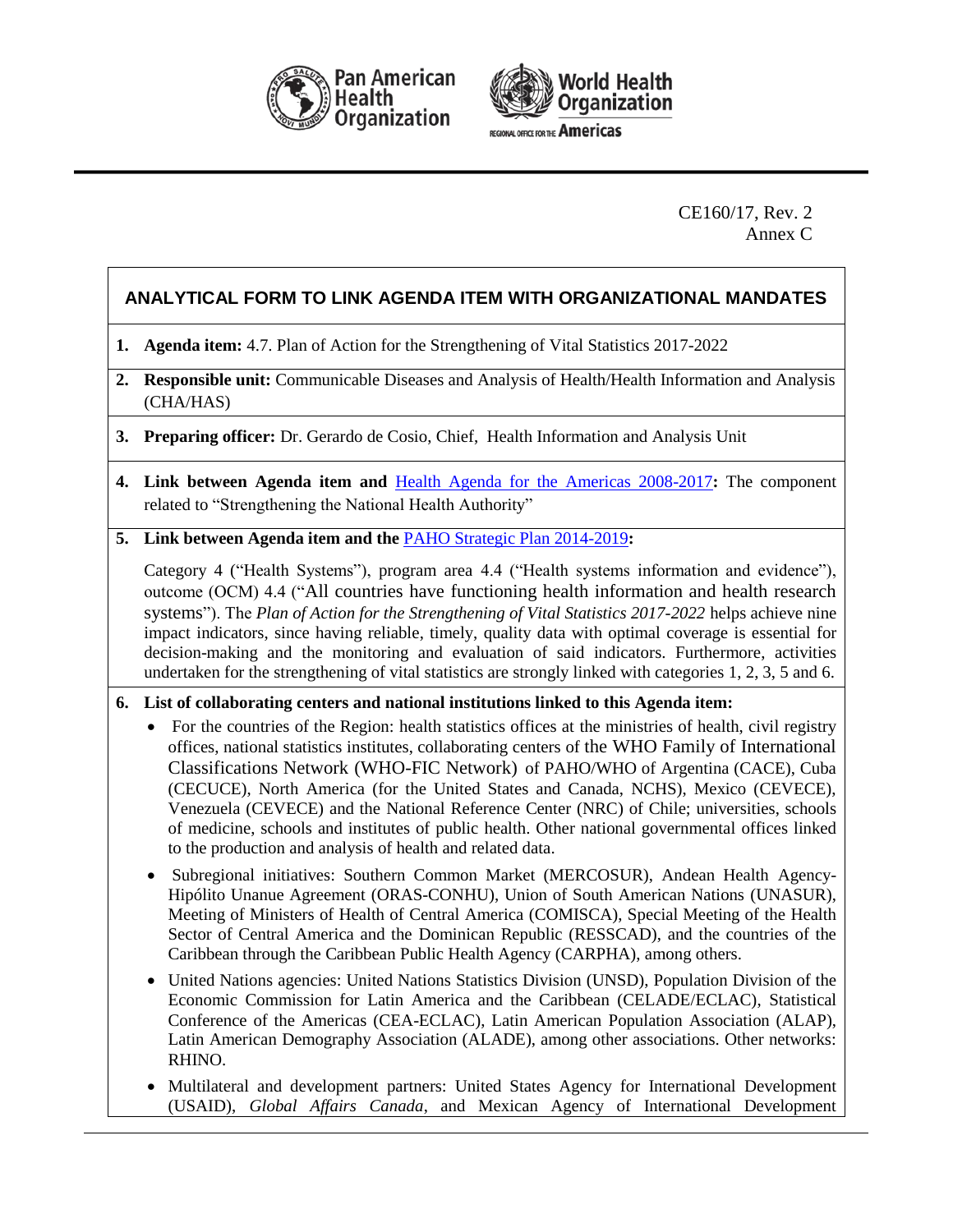CE160/17, Rev. 2
Annex C

## ANALYTICAL FORM TO LINK AGENDA ITEM WITH ORGANIZATIONAL MANDATES

1. **Agenda item:** 4.7. Plan of Action for the Strengthening of Vital Statistics 2017-2022

2. **Responsible unit:** Communicable Diseases and Analysis of Health/Health Information and Analysis (CHA/HAS)

3. **Preparing officer:** Dr. Gerardo de Cosio, Chief, Health Information and Analysis Unit

4. **Link between Agenda item and** Health Agenda for the Americas 2008-2017**:** The component related to "Strengthening the National Health Authority"

5. **Link between Agenda item and the** PAHO Strategic Plan 2014-2019**:**

   Category 4 ("Health Systems"), program area 4.4 ("Health systems information and evidence"), outcome (OCM) 4.4 ("All countries have functioning health information and health research systems"). The *Plan of Action for the Strengthening of Vital Statistics 2017-2022* helps achieve nine impact indicators, since having reliable, timely, quality data with optimal coverage is essential for decision-making and the monitoring and evaluation of said indicators. Furthermore, activities undertaken for the strengthening of vital statistics are strongly linked with categories 1, 2, 3, 5 and 6.

6. **List of collaborating centers and national institutions linked to this Agenda item:**

   - For the countries of the Region: health statistics offices at the ministries of health, civil registry offices, national statistics institutes, collaborating centers of the WHO Family of International Classifications Network (WHO-FIC Network) of PAHO/WHO of Argentina (CACE), Cuba (CECUCE), North America (for the United States and Canada, NCHS), Mexico (CEVECE), Venezuela (CEVECE) and the National Reference Center (NRC) of Chile; universities, schools of medicine, schools and institutes of public health. Other national governmental offices linked to the production and analysis of health and related data.
   - Subregional initiatives: Southern Common Market (MERCOSUR), Andean Health Agency-Hipólito Unanue Agreement (ORAS-CONHU), Union of South American Nations (UNASUR), Meeting of Ministers of Health of Central America (COMISCA), Special Meeting of the Health Sector of Central America and the Dominican Republic (RESSCAD), and the countries of the Caribbean through the Caribbean Public Health Agency (CARPHA), among others.
   - United Nations agencies: United Nations Statistics Division (UNSD), Population Division of the Economic Commission for Latin America and the Caribbean (CELADE/ECLAC), Statistical Conference of the Americas (CEA-ECLAC), Latin American Population Association (ALAP), Latin American Demography Association (ALADE), among other associations. Other networks: RHINO.
   - Multilateral and development partners: United States Agency for International Development (USAID), *Global Affairs Canada*, and Mexican Agency of International Development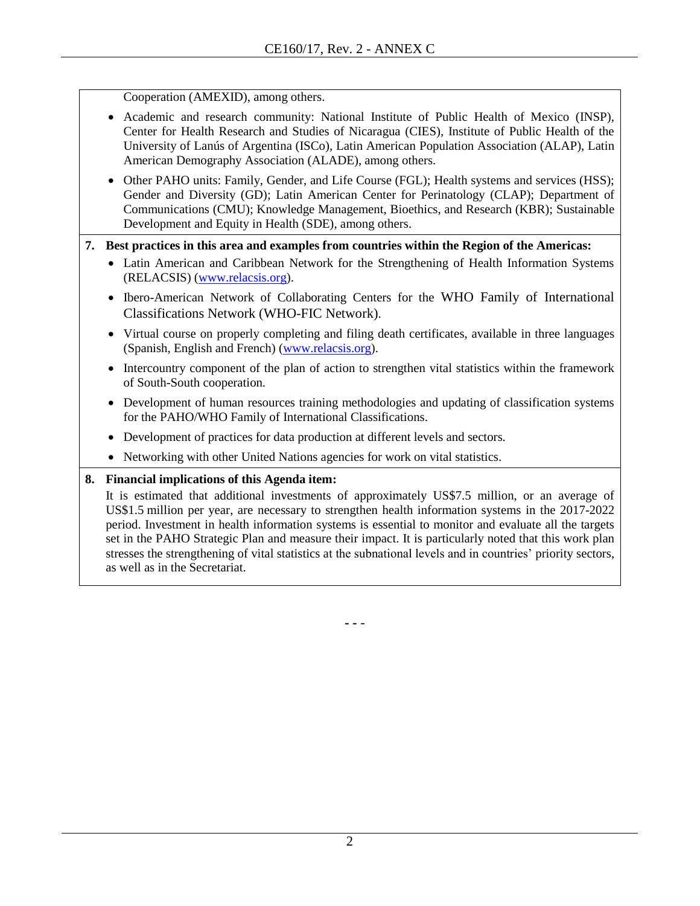Cooperation (AMEXID), among others.

- Academic and research community: National Institute of Public Health of Mexico (INSP), Center for Health Research and Studies of Nicaragua (CIES), Institute of Public Health of the University of Lanús of Argentina (ISCo), Latin American Population Association (ALAP), Latin American Demography Association (ALADE), among others.
- Other PAHO units: Family, Gender, and Life Course (FGL); Health systems and services (HSS); Gender and Diversity (GD); Latin American Center for Perinatology (CLAP); Department of Communications (CMU); Knowledge Management, Bioethics, and Research (KBR); Sustainable Development and Equity in Health (SDE), among others.

**7. Best practices in this area and examples from countries within the Region of the Americas:**

- Latin American and Caribbean Network for the Strengthening of Health Information Systems (RELACSIS) (www.relacsis.org).
- Ibero-American Network of Collaborating Centers for the WHO Family of International Classifications Network (WHO-FIC Network).
- Virtual course on properly completing and filing death certificates, available in three languages (Spanish, English and French) (www.relacsis.org).
- Intercountry component of the plan of action to strengthen vital statistics within the framework of South-South cooperation.
- Development of human resources training methodologies and updating of classification systems for the PAHO/WHO Family of International Classifications.
- Development of practices for data production at different levels and sectors.
- Networking with other United Nations agencies for work on vital statistics.

**8. Financial implications of this Agenda item:**

It is estimated that additional investments of approximately US$7.5 million, or an average of US$1.5 million per year, are necessary to strengthen health information systems in the 2017-2022 period. Investment in health information systems is essential to monitor and evaluate all the targets set in the PAHO Strategic Plan and measure their impact. It is particularly noted that this work plan stresses the strengthening of vital statistics at the subnational levels and in countries' priority sectors, as well as in the Secretariat.

- - -